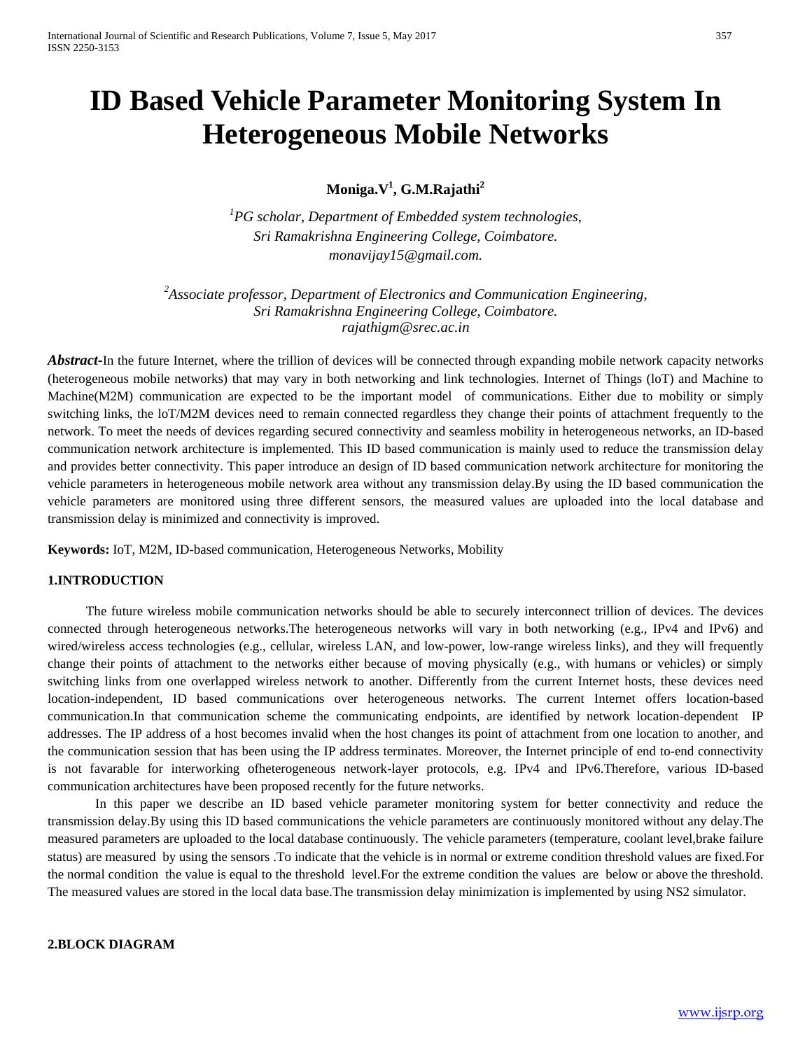# ID Based Vehicle Parameter Monitoring System In Heterogeneous Mobile Networks

**Moniga.V[1], G.M.Rajathi[2]**

*[1]PG scholar, Department of Embedded system technologies,*
*Sri Ramakrishna Engineering College, Coimbatore.*
*monavijay15@gmail.com.*

*[2]Associate professor, Department of Electronics and Communication Engineering,*
*Sri Ramakrishna Engineering College, Coimbatore.*
*rajathigm@srec.ac.in*

***Abstract*-**In the future Internet, where the trillion of devices will be connected through expanding mobile network capacity networks (heterogeneous mobile networks) that may vary in both networking and link technologies. Internet of Things (loT) and Machine to Machine(M2M) communication are expected to be the important model of communications. Either due to mobility or simply switching links, the loT/M2M devices need to remain connected regardless they change their points of attachment frequently to the network. To meet the needs of devices regarding secured connectivity and seamless mobility in heterogeneous networks, an ID-based communication network architecture is implemented. This ID based communication is mainly used to reduce the transmission delay and provides better connectivity. This paper introduce an design of ID based communication network architecture for monitoring the vehicle parameters in heterogeneous mobile network area without any transmission delay.By using the ID based communication the vehicle parameters are monitored using three different sensors, the measured values are uploaded into the local database and transmission delay is minimized and connectivity is improved.

**Keywords:** IoT, M2M, ID-based communication, Heterogeneous Networks, Mobility

## 1.INTRODUCTION

The future wireless mobile communication networks should be able to securely interconnect trillion of devices. The devices connected through heterogeneous networks.The heterogeneous networks will vary in both networking (e.g., IPv4 and IPv6) and wired/wireless access technologies (e.g., cellular, wireless LAN, and low-power, low-range wireless links), and they will frequently change their points of attachment to the networks either because of moving physically (e.g., with humans or vehicles) or simply switching links from one overlapped wireless network to another. Differently from the current Internet hosts, these devices need location-independent, ID based communications over heterogeneous networks. The current Internet offers location-based communication.In that communication scheme the communicating endpoints, are identified by network location-dependent IP addresses. The IP address of a host becomes invalid when the host changes its point of attachment from one location to another, and the communication session that has been using the IP address terminates. Moreover, the Internet principle of end to-end connectivity is not favarable for interworking ofheterogeneous network-layer protocols, e.g. IPv4 and IPv6.Therefore, various ID-based communication architectures have been proposed recently for the future networks.

In this paper we describe an ID based vehicle parameter monitoring system for better connectivity and reduce the transmission delay.By using this ID based communications the vehicle parameters are continuously monitored without any delay.The measured parameters are uploaded to the local database continuously. The vehicle parameters (temperature, coolant level,brake failure status) are measured by using the sensors .To indicate that the vehicle is in normal or extreme condition threshold values are fixed.For the normal condition the value is equal to the threshold level.For the extreme condition the values are below or above the threshold. The measured values are stored in the local data base.The transmission delay minimization is implemented by using NS2 simulator.

## 2.BLOCK DIAGRAM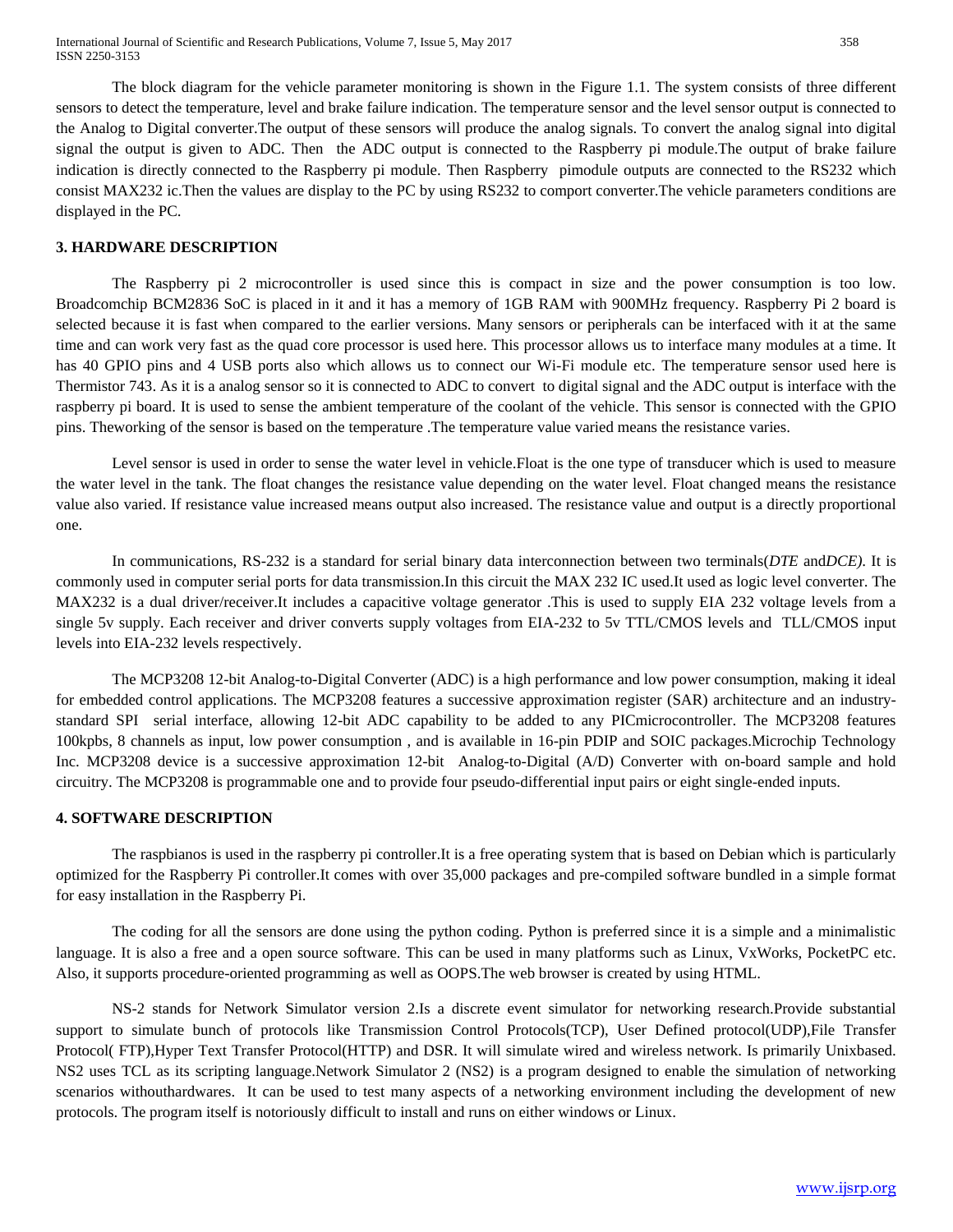The block diagram for the vehicle parameter monitoring is shown in the Figure 1.1. The system consists of three different sensors to detect the temperature, level and brake failure indication. The temperature sensor and the level sensor output is connected to the Analog to Digital converter.The output of these sensors will produce the analog signals. To convert the analog signal into digital signal the output is given to ADC. Then the ADC output is connected to the Raspberry pi module.The output of brake failure indication is directly connected to the Raspberry pi module. Then Raspberry pimodule outputs are connected to the RS232 which consist MAX232 ic.Then the values are display to the PC by using RS232 to comport converter.The vehicle parameters conditions are displayed in the PC.

## 3. HARDWARE DESCRIPTION

The Raspberry pi 2 microcontroller is used since this is compact in size and the power consumption is too low. Broadcomchip BCM2836 SoC is placed in it and it has a memory of 1GB RAM with 900MHz frequency. Raspberry Pi 2 board is selected because it is fast when compared to the earlier versions. Many sensors or peripherals can be interfaced with it at the same time and can work very fast as the quad core processor is used here. This processor allows us to interface many modules at a time. It has 40 GPIO pins and 4 USB ports also which allows us to connect our Wi-Fi module etc. The temperature sensor used here is Thermistor 743. As it is a analog sensor so it is connected to ADC to convert to digital signal and the ADC output is interface with the raspberry pi board. It is used to sense the ambient temperature of the coolant of the vehicle. This sensor is connected with the GPIO pins. Theworking of the sensor is based on the temperature .The temperature value varied means the resistance varies.

Level sensor is used in order to sense the water level in vehicle.Float is the one type of transducer which is used to measure the water level in the tank. The float changes the resistance value depending on the water level. Float changed means the resistance value also varied. If resistance value increased means output also increased. The resistance value and output is a directly proportional one.

In communications, RS-232 is a standard for serial binary data interconnection between two terminals(*DTE* and*DCE)*. It is commonly used in computer serial ports for data transmission.In this circuit the MAX 232 IC used.It used as logic level converter. The MAX232 is a dual driver/receiver.It includes a capacitive voltage generator .This is used to supply EIA 232 voltage levels from a single 5v supply. Each receiver and driver converts supply voltages from EIA-232 to 5v TTL/CMOS levels and TLL/CMOS input levels into EIA-232 levels respectively.

The MCP3208 12-bit Analog-to-Digital Converter (ADC) is a high performance and low power consumption, making it ideal for embedded control applications. The MCP3208 features a successive approximation register (SAR) architecture and an industry-standard SPI serial interface, allowing 12-bit ADC capability to be added to any PICmicrocontroller. The MCP3208 features 100kpbs, 8 channels as input, low power consumption , and is available in 16-pin PDIP and SOIC packages.Microchip Technology Inc. MCP3208 device is a successive approximation 12-bit Analog-to-Digital (A/D) Converter with on-board sample and hold circuitry. The MCP3208 is programmable one and to provide four pseudo-differential input pairs or eight single-ended inputs.

## 4. SOFTWARE DESCRIPTION

The raspbianos is used in the raspberry pi controller.It is a free operating system that is based on Debian which is particularly optimized for the Raspberry Pi controller.It comes with over 35,000 packages and pre-compiled software bundled in a simple format for easy installation in the Raspberry Pi.

The coding for all the sensors are done using the python coding. Python is preferred since it is a simple and a minimalistic language. It is also a free and a open source software. This can be used in many platforms such as Linux, VxWorks, PocketPC etc. Also, it supports procedure-oriented programming as well as OOPS.The web browser is created by using HTML.

NS-2 stands for Network Simulator version 2.Is a discrete event simulator for networking research.Provide substantial support to simulate bunch of protocols like Transmission Control Protocols(TCP), User Defined protocol(UDP),File Transfer Protocol( FTP),Hyper Text Transfer Protocol(HTTP) and DSR. It will simulate wired and wireless network. Is primarily Unixbased. NS2 uses TCL as its scripting language.Network Simulator 2 (NS2) is a program designed to enable the simulation of networking scenarios withouthardwares. It can be used to test many aspects of a networking environment including the development of new protocols. The program itself is notoriously difficult to install and runs on either windows or Linux.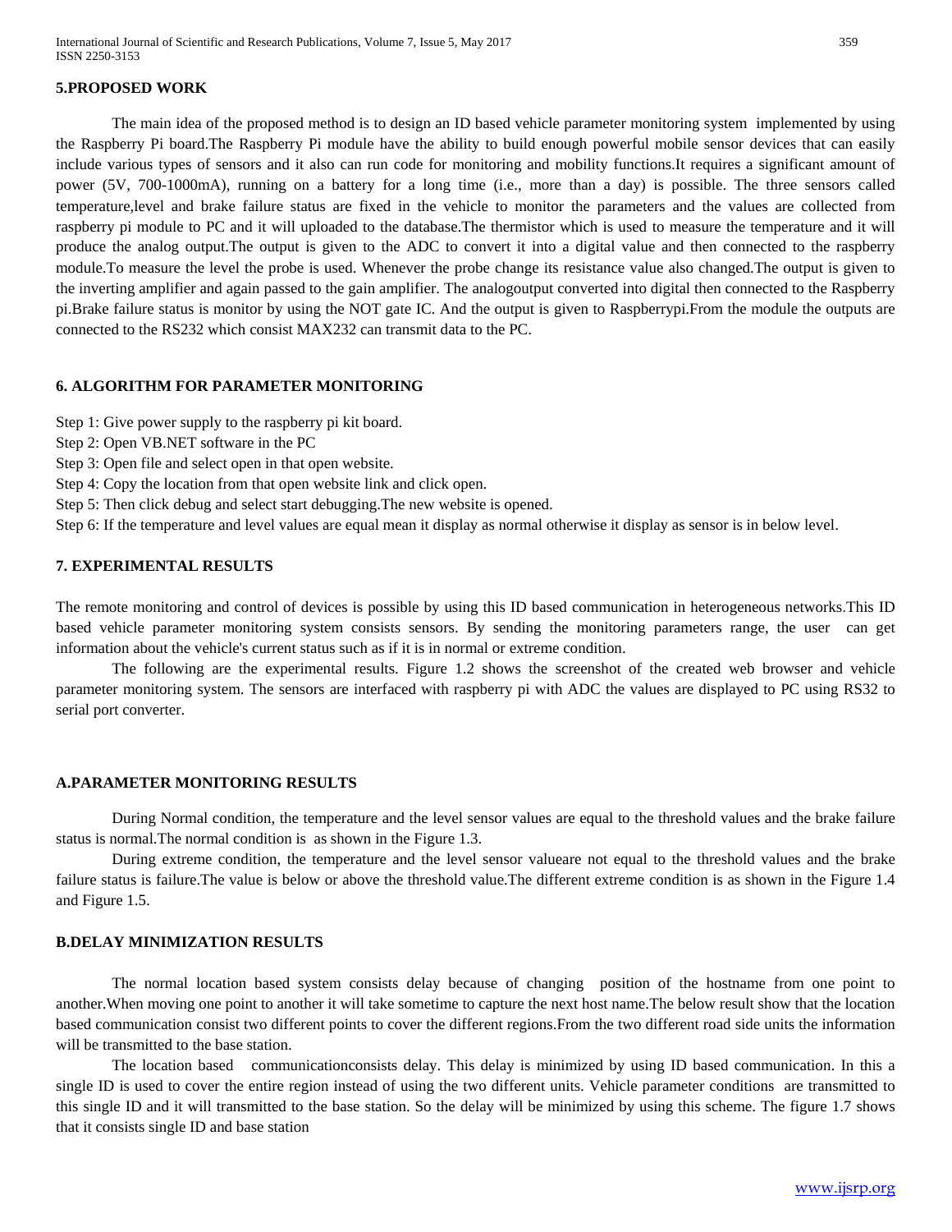## 5.PROPOSED WORK

The main idea of the proposed method is to design an ID based vehicle parameter monitoring system implemented by using the Raspberry Pi board.The Raspberry Pi module have the ability to build enough powerful mobile sensor devices that can easily include various types of sensors and it also can run code for monitoring and mobility functions.It requires a significant amount of power (5V, 700-1000mA), running on a battery for a long time (i.e., more than a day) is possible. The three sensors called temperature,level and brake failure status are fixed in the vehicle to monitor the parameters and the values are collected from raspberry pi module to PC and it will uploaded to the database.The thermistor which is used to measure the temperature and it will produce the analog output.The output is given to the ADC to convert it into a digital value and then connected to the raspberry module.To measure the level the probe is used. Whenever the probe change its resistance value also changed.The output is given to the inverting amplifier and again passed to the gain amplifier. The analogoutput converted into digital then connected to the Raspberry pi.Brake failure status is monitor by using the NOT gate IC. And the output is given to Raspberrypi.From the module the outputs are connected to the RS232 which consist MAX232 can transmit data to the PC.

## 6. ALGORITHM FOR PARAMETER MONITORING

Step 1: Give power supply to the raspberry pi kit board.

Step 2: Open VB.NET software in the PC

Step 3: Open file and select open in that open website.

Step 4: Copy the location from that open website link and click open.

Step 5: Then click debug and select start debugging.The new website is opened.

Step 6: If the temperature and level values are equal mean it display as normal otherwise it display as sensor is in below level.

## 7. EXPERIMENTAL RESULTS

The remote monitoring and control of devices is possible by using this ID based communication in heterogeneous networks.This ID based vehicle parameter monitoring system consists sensors. By sending the monitoring parameters range, the user can get information about the vehicle's current status such as if it is in normal or extreme condition.

The following are the experimental results. Figure 1.2 shows the screenshot of the created web browser and vehicle parameter monitoring system. The sensors are interfaced with raspberry pi with ADC the values are displayed to PC using RS32 to serial port converter.

### A.PARAMETER MONITORING RESULTS

During Normal condition, the temperature and the level sensor values are equal to the threshold values and the brake failure status is normal.The normal condition is as shown in the Figure 1.3.

During extreme condition, the temperature and the level sensor valueare not equal to the threshold values and the brake failure status is failure.The value is below or above the threshold value.The different extreme condition is as shown in the Figure 1.4 and Figure 1.5.

### B.DELAY MINIMIZATION RESULTS

The normal location based system consists delay because of changing position of the hostname from one point to another.When moving one point to another it will take sometime to capture the next host name.The below result show that the location based communication consist two different points to cover the different regions.From the two different road side units the information will be transmitted to the base station.

The location based communicationconsists delay. This delay is minimized by using ID based communication. In this a single ID is used to cover the entire region instead of using the two different units. Vehicle parameter conditions are transmitted to this single ID and it will transmitted to the base station. So the delay will be minimized by using this scheme. The figure 1.7 shows that it consists single ID and base station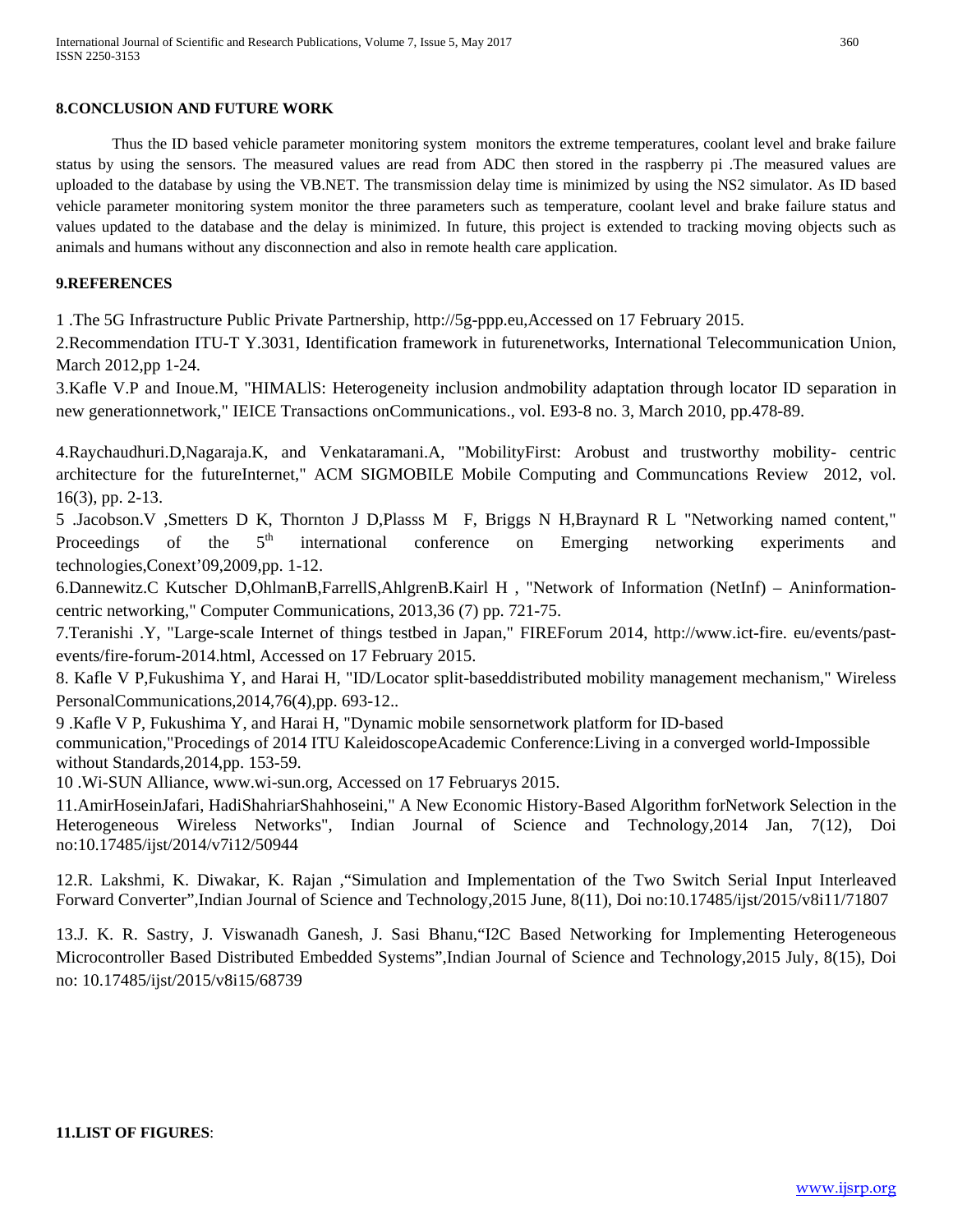## 8.CONCLUSION AND FUTURE WORK

Thus the ID based vehicle parameter monitoring system monitors the extreme temperatures, coolant level and brake failure status by using the sensors. The measured values are read from ADC then stored in the raspberry pi .The measured values are uploaded to the database by using the VB.NET. The transmission delay time is minimized by using the NS2 simulator. As ID based vehicle parameter monitoring system monitor the three parameters such as temperature, coolant level and brake failure status and values updated to the database and the delay is minimized. In future, this project is extended to tracking moving objects such as animals and humans without any disconnection and also in remote health care application.

## 9.REFERENCES

1 .The 5G Infrastructure Public Private Partnership, http://5g-ppp.eu,Accessed on 17 February 2015.

2.Recommendation ITU-T Y.3031, Identification framework in futurenetworks, International Telecommunication Union, March 2012,pp 1-24.

3.Kafle V.P and Inoue.M, "HIMALlS: Heterogeneity inclusion andmobility adaptation through locator ID separation in new generationnetwork," IEICE Transactions onCommunications., vol. E93-8 no. 3, March 2010, pp.478-89.

4.Raychaudhuri.D,Nagaraja.K, and Venkataramani.A, "MobilityFirst: Arobust and trustworthy mobility- centric architecture for the futureInternet," ACM SIGMOBILE Mobile Computing and Communcations Review 2012, vol. 16(3), pp. 2-13.

5 .Jacobson.V ,Smetters D K, Thornton J D,Plasss M F, Briggs N H,Braynard R L "Networking named content," Proceedings of the 5th international conference on Emerging networking experiments and technologies,Conext'09,2009,pp. 1-12.

6.Dannewitz.C Kutscher D,OhlmanB,FarrellS,AhlgrenB.Kairl H , "Network of Information (NetInf) – Aninformation-centric networking," Computer Communications, 2013,36 (7) pp. 721-75.

7.Teranishi .Y, "Large-scale Internet of things testbed in Japan," FIREForum 2014, http://www.ict-fire. eu/events/past-events/fire-forum-2014.html, Accessed on 17 February 2015.

8. Kafle V P,Fukushima Y, and Harai H, "ID/Locator split-baseddistributed mobility management mechanism," Wireless PersonalCommunications,2014,76(4),pp. 693-12..

9 .Kafle V P, Fukushima Y, and Harai H, "Dynamic mobile sensornetwork platform for ID-based communication,"Procedings of 2014 ITU KaleidoscopeAcademic Conference:Living in a converged world-Impossible without Standards,2014,pp. 153-59.

10 .Wi-SUN Alliance, www.wi-sun.org, Accessed on 17 Februarys 2015.

11.AmirHoseinJafari, HadiShahriarShahhoseini," A New Economic History-Based Algorithm forNetwork Selection in the Heterogeneous Wireless Networks", Indian Journal of Science and Technology,2014 Jan, 7(12), Doi no:10.17485/ijst/2014/v7i12/50944

12.R. Lakshmi, K. Diwakar, K. Rajan ,"Simulation and Implementation of the Two Switch Serial Input Interleaved Forward Converter",Indian Journal of Science and Technology,2015 June, 8(11), Doi no:10.17485/ijst/2015/v8i11/71807

13.J. K. R. Sastry, J. Viswanadh Ganesh, J. Sasi Bhanu,"I2C Based Networking for Implementing Heterogeneous Microcontroller Based Distributed Embedded Systems",Indian Journal of Science and Technology,2015 July, 8(15), Doi no: 10.17485/ijst/2015/v8i15/68739

## 11.LIST OF FIGURES: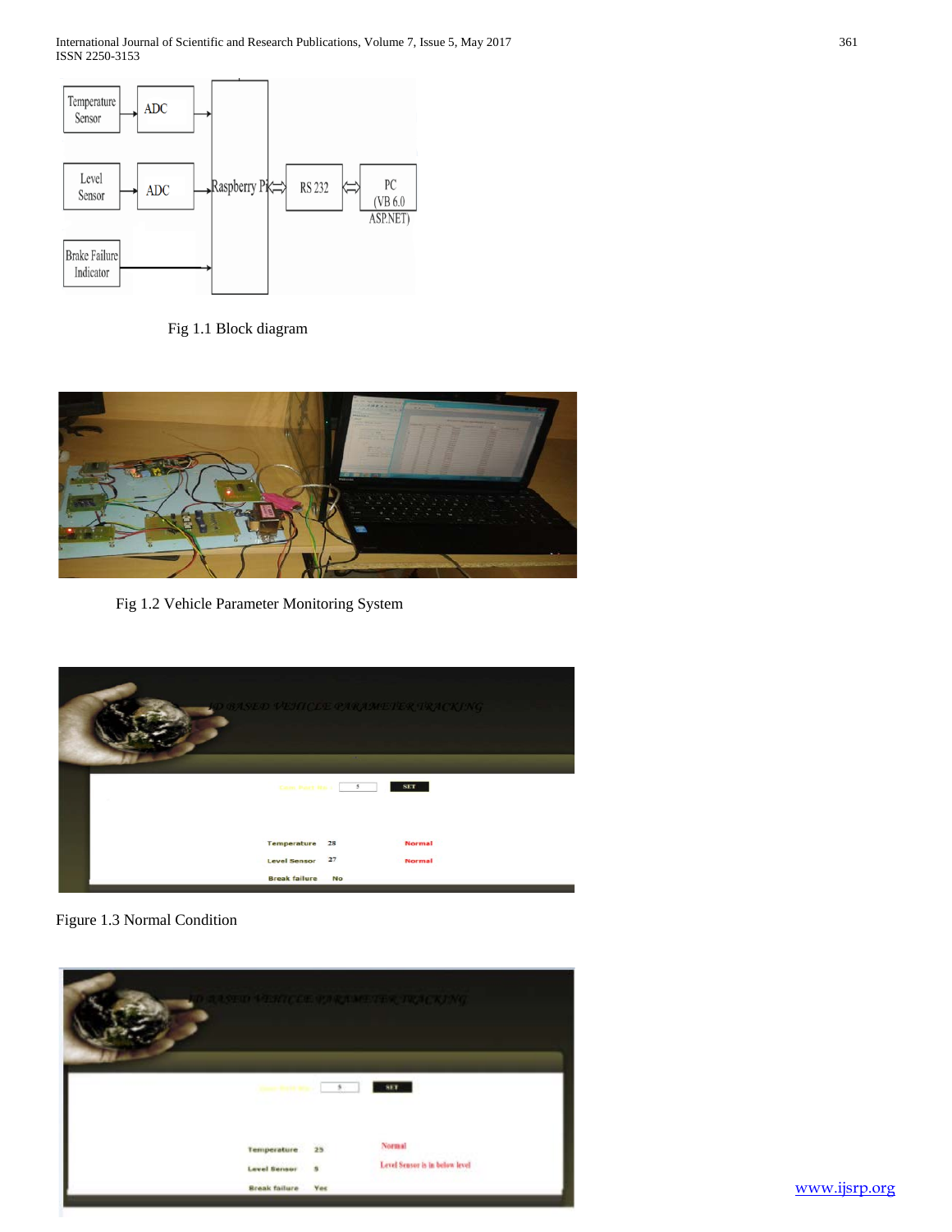Fig 1.1 Block diagram

Fig 1.2 Vehicle Parameter Monitoring System

Figure 1.3 Normal Condition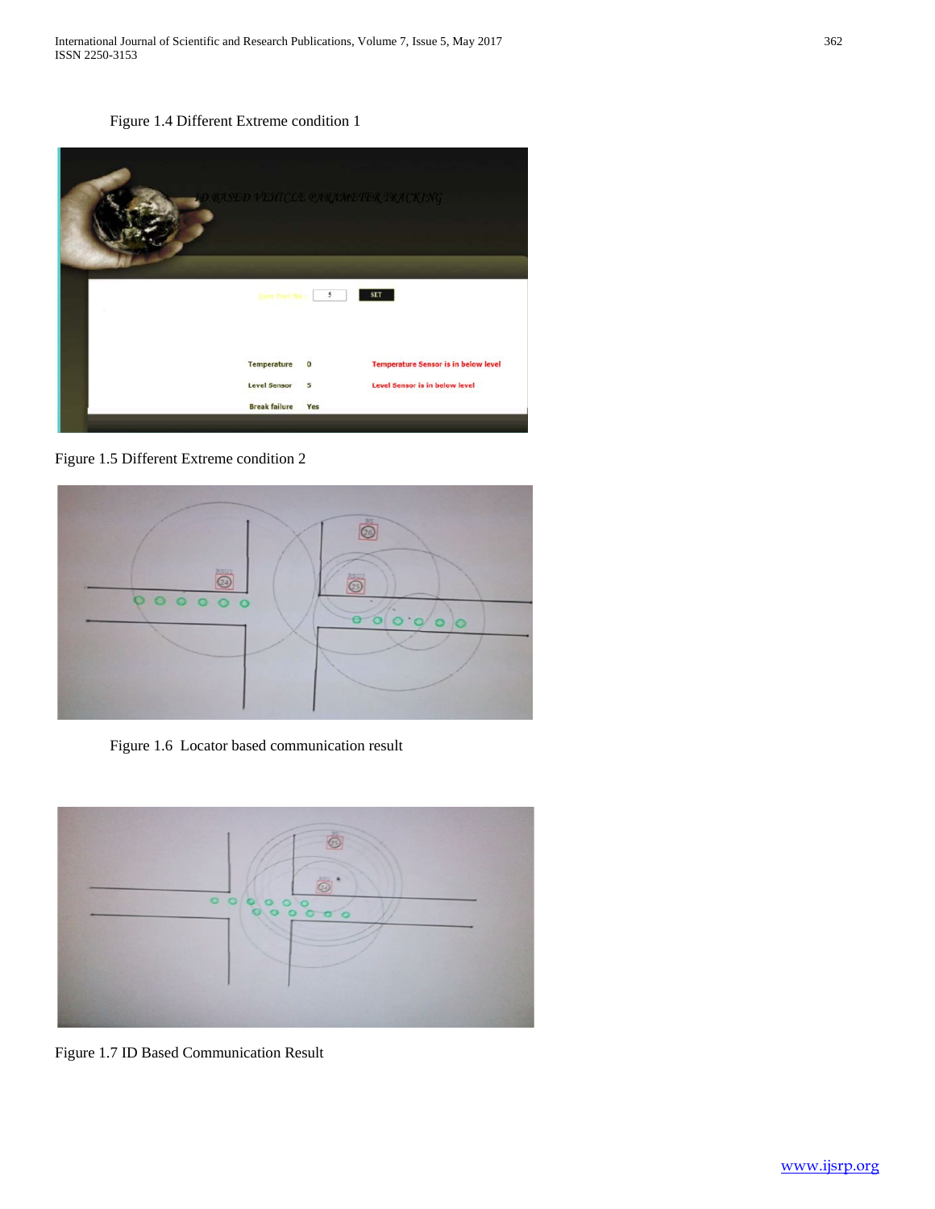Figure 1.4 Different Extreme condition 1

Figure 1.5 Different Extreme condition 2

Figure 1.6 Locator based communication result

Figure 1.7 ID Based Communication Result